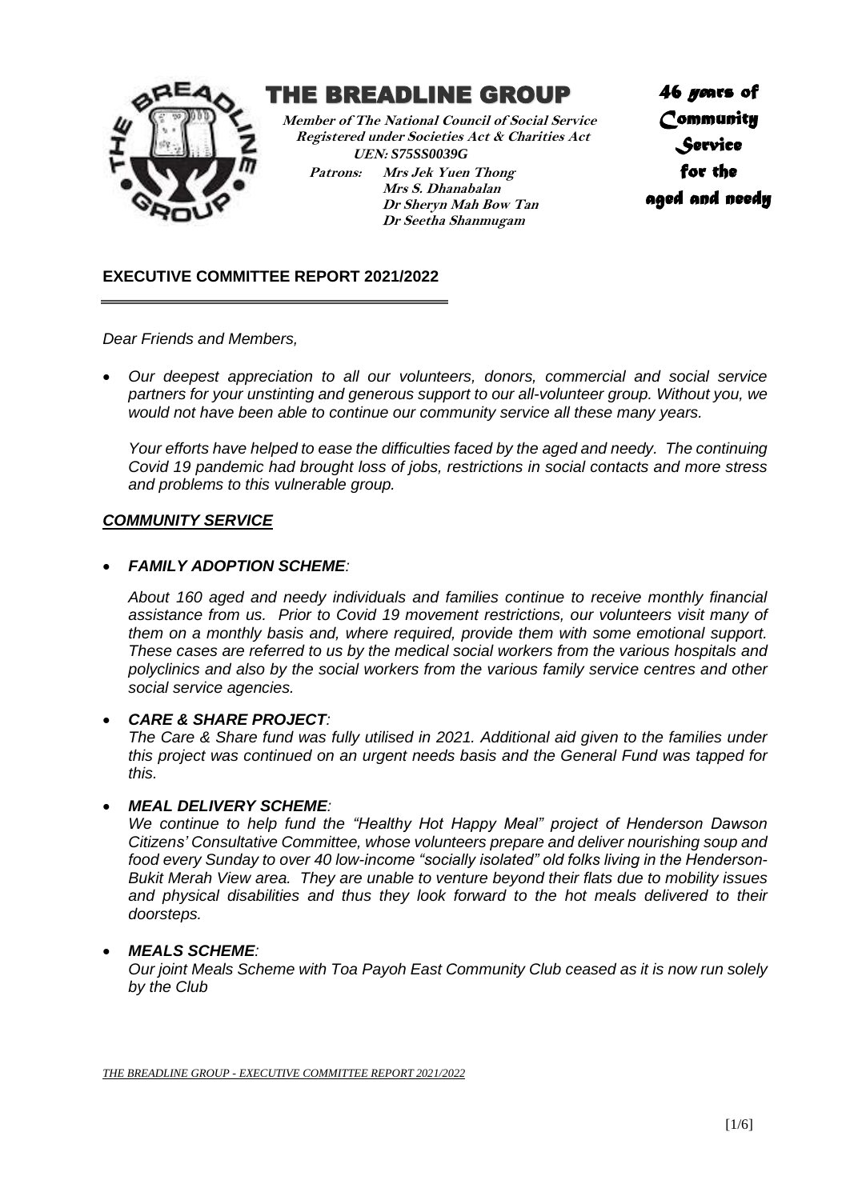# THE BREADLINE GROUP

**Member of The National Council of Social Service**
**Registered under Societies Act & Charities Act**
**UEN: S75SS0039G**

**Patrons:** **Mrs Jek Yuen Thong**
**Mrs S. Dhanabalan**
**Dr Sheryn Mah Bow Tan**
**Dr Seetha Shanmugam**

**46 years of Community Service for the aged and needy**

## EXECUTIVE COMMITTEE REPORT 2021/2022

*Dear Friends and Members,*

- *Our deepest appreciation to all our volunteers, donors, commercial and social service partners for your unstinting and generous support to our all-volunteer group. Without you, we would not have been able to continue our community service all these many years.*

  *Your efforts have helped to ease the difficulties faced by the aged and needy. The continuing Covid 19 pandemic had brought loss of jobs, restrictions in social contacts and more stress and problems to this vulnerable group.*

### ***COMMUNITY SERVICE***

- ***FAMILY ADOPTION SCHEME**:*

  *About 160 aged and needy individuals and families continue to receive monthly financial assistance from us. Prior to Covid 19 movement restrictions, our volunteers visit many of them on a monthly basis and, where required, provide them with some emotional support. These cases are referred to us by the medical social workers from the various hospitals and polyclinics and also by the social workers from the various family service centres and other social service agencies.*

- ***CARE & SHARE PROJECT**:*
  *The Care & Share fund was fully utilised in 2021. Additional aid given to the families under this project was continued on an urgent needs basis and the General Fund was tapped for this.*

- ***MEAL DELIVERY SCHEME**:*
  *We continue to help fund the "Healthy Hot Happy Meal" project of Henderson Dawson Citizens' Consultative Committee, whose volunteers prepare and deliver nourishing soup and food every Sunday to over 40 low-income "socially isolated" old folks living in the Henderson-Bukit Merah View area. They are unable to venture beyond their flats due to mobility issues and physical disabilities and thus they look forward to the hot meals delivered to their doorsteps.*

- ***MEALS SCHEME**:*
  *Our joint Meals Scheme with Toa Payoh East Community Club ceased as it is now run solely by the Club*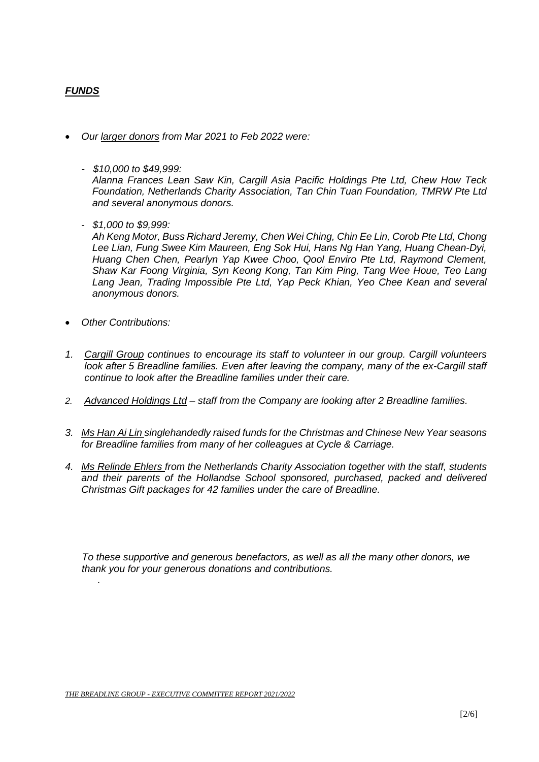***FUNDS***

- *Our larger donors from Mar 2021 to Feb 2022 were:*

  - *$10,000 to $49,999:*
    *Alanna Frances Lean Saw Kin, Cargill Asia Pacific Holdings Pte Ltd, Chew How Teck Foundation, Netherlands Charity Association, Tan Chin Tuan Foundation, TMRW Pte Ltd and several anonymous donors.*

  - *$1,000 to $9,999:*
    *Ah Keng Motor, Buss Richard Jeremy, Chen Wei Ching, Chin Ee Lin, Corob Pte Ltd, Chong Lee Lian, Fung Swee Kim Maureen, Eng Sok Hui, Hans Ng Han Yang, Huang Chean-Dyi, Huang Chen Chen, Pearlyn Yap Kwee Choo, Qool Enviro Pte Ltd, Raymond Clement, Shaw Kar Foong Virginia, Syn Keong Kong, Tan Kim Ping, Tang Wee Houe, Teo Lang Lang Jean, Trading Impossible Pte Ltd, Yap Peck Khian, Yeo Chee Kean and several anonymous donors.*

- *Other Contributions:*

1. *Cargill Group continues to encourage its staff to volunteer in our group. Cargill volunteers look after 5 Breadline families. Even after leaving the company, many of the ex-Cargill staff continue to look after the Breadline families under their care.*
2. *Advanced Holdings Ltd – staff from the Company are looking after 2 Breadline families.*
3. *Ms Han Ai Lin singlehandedly raised funds for the Christmas and Chinese New Year seasons for Breadline families from many of her colleagues at Cycle & Carriage.*
4. *Ms Relinde Ehlers from the Netherlands Charity Association together with the staff, students and their parents of the Hollandse School sponsored, purchased, packed and delivered Christmas Gift packages for 42 families under the care of Breadline.*

*To these supportive and generous benefactors, as well as all the many other donors, we thank you for your generous donations and contributions.*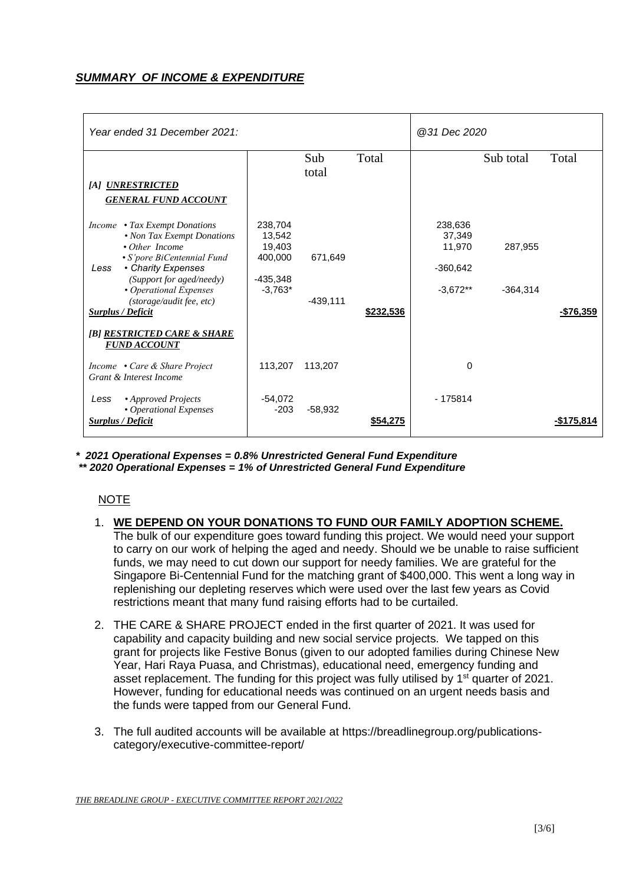***SUMMARY OF INCOME & EXPENDITURE***

| *Year ended 31 December 2021:* | | | | *@31 Dec 2020* | | |
|---|---|---|---|---|---|---|
| | | Sub total | Total | | Sub total | Total |
| ***[A] UNRESTRICTED GENERAL FUND ACCOUNT*** | | | | | | |
| *Income • Tax Exempt Donations* | 238,704 | | | 238,636 | | |
| *• Non Tax Exempt Donations* | 13,542 | | | 37,349 | | |
| *• Other Income* | 19,403 | | | 11,970 | 287,955 | |
| *• S'pore BiCentennial Fund* | 400,000 | 671,649 | | | | |
| Less • *Charity Expenses (Support for aged/needy)* | -435,348 | | | -360,642 | | |
| *• Operational Expenses (storage/audit fee, etc)* | -3,763* | -439,111 | | -3,672** | -364,314 | |
| ***Surplus / Deficit*** | | | **$232,536** | | | **-$76,359** |
| ***[B] RESTRICTED CARE & SHARE FUND ACCOUNT*** | | | | | | |
| *Income • Care & Share Project Grant & Interest Income* | 113,207 | 113,207 | | 0 | | |
| Less *• Approved Projects* | -54,072 | | | - 175814 | | |
| *• Operational Expenses* | -203 | -58,932 | | | | |
| ***Surplus / Deficit*** | | | **$54,275** | | | **-$175,814** |

***\* 2021 Operational Expenses = 0.8% Unrestricted General Fund Expenditure***
***\*\* 2020 Operational Expenses = 1% of Unrestricted General Fund Expenditure***

NOTE

1. **WE DEPEND ON YOUR DONATIONS TO FUND OUR FAMILY ADOPTION SCHEME.** The bulk of our expenditure goes toward funding this project. We would need your support to carry on our work of helping the aged and needy. Should we be unable to raise sufficient funds, we may need to cut down our support for needy families. We are grateful for the Singapore Bi-Centennial Fund for the matching grant of $400,000. This went a long way in replenishing our depleting reserves which were used over the last few years as Covid restrictions meant that many fund raising efforts had to be curtailed.

2. THE CARE & SHARE PROJECT ended in the first quarter of 2021. It was used for capability and capacity building and new social service projects. We tapped on this grant for projects like Festive Bonus (given to our adopted families during Chinese New Year, Hari Raya Puasa, and Christmas), educational need, emergency funding and asset replacement. The funding for this project was fully utilised by 1st quarter of 2021. However, funding for educational needs was continued on an urgent needs basis and the funds were tapped from our General Fund.

3. The full audited accounts will be available at https://breadlinegroup.org/publications-category/executive-committee-report/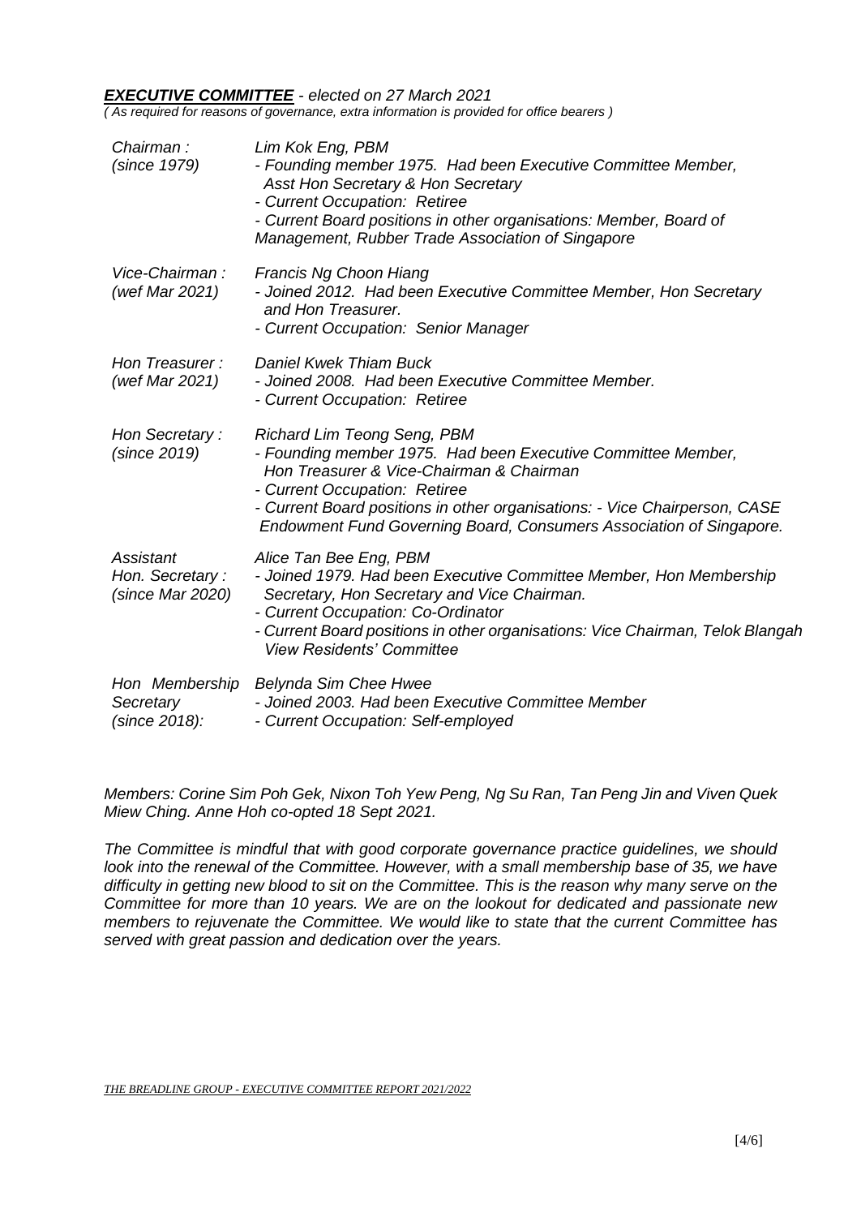***EXECUTIVE COMMITTEE*** *- elected on 27 March 2021*

*( As required for reasons of governance, extra information is provided for office bearers )*

| | |
|---|---|
| *Chairman : (since 1979)* | *Lim Kok Eng, PBM*<br>*- Founding member 1975. Had been Executive Committee Member, Asst Hon Secretary & Hon Secretary*<br>*- Current Occupation: Retiree*<br>*- Current Board positions in other organisations: Member, Board of Management, Rubber Trade Association of Singapore* |
| *Vice-Chairman : (wef Mar 2021)* | *Francis Ng Choon Hiang*<br>*- Joined 2012. Had been Executive Committee Member, Hon Secretary and Hon Treasurer.*<br>*- Current Occupation: Senior Manager* |
| *Hon Treasurer : (wef Mar 2021)* | *Daniel Kwek Thiam Buck*<br>*- Joined 2008. Had been Executive Committee Member.*<br>*- Current Occupation: Retiree* |
| *Hon Secretary : (since 2019)* | *Richard Lim Teong Seng, PBM*<br>*- Founding member 1975. Had been Executive Committee Member, Hon Treasurer & Vice-Chairman & Chairman*<br>*- Current Occupation: Retiree*<br>*- Current Board positions in other organisations: - Vice Chairperson, CASE Endowment Fund Governing Board, Consumers Association of Singapore.* |
| *Assistant Hon. Secretary : (since Mar 2020)* | *Alice Tan Bee Eng, PBM*<br>*- Joined 1979. Had been Executive Committee Member, Hon Membership Secretary, Hon Secretary and Vice Chairman.*<br>*- Current Occupation: Co-Ordinator*<br>*- Current Board positions in other organisations: Vice Chairman, Telok Blangah View Residents' Committee* |
| *Hon Membership Secretary (since 2018):* | *Belynda Sim Chee Hwee*<br>*- Joined 2003. Had been Executive Committee Member*<br>*- Current Occupation: Self-employed* |

*Members: Corine Sim Poh Gek, Nixon Toh Yew Peng, Ng Su Ran, Tan Peng Jin and Viven Quek Miew Ching. Anne Hoh co-opted 18 Sept 2021.*

*The Committee is mindful that with good corporate governance practice guidelines, we should look into the renewal of the Committee. However, with a small membership base of 35, we have difficulty in getting new blood to sit on the Committee. This is the reason why many serve on the Committee for more than 10 years. We are on the lookout for dedicated and passionate new members to rejuvenate the Committee. We would like to state that the current Committee has served with great passion and dedication over the years.*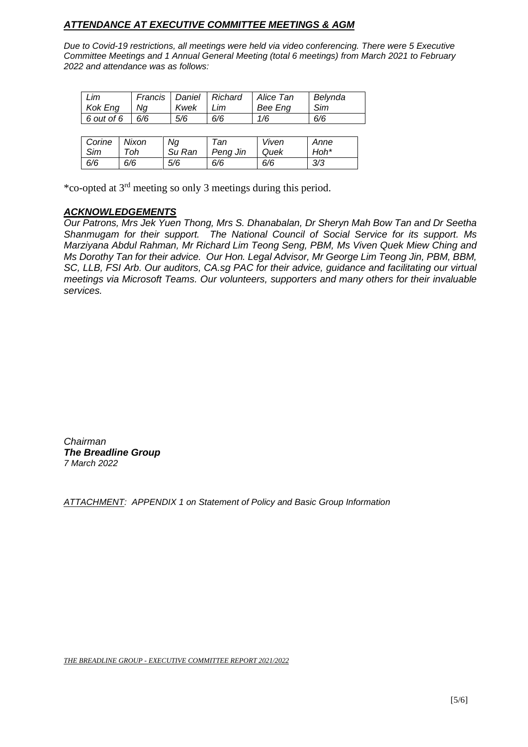## *ATTENDANCE AT EXECUTIVE COMMITTEE MEETINGS & AGM*

*Due to Covid-19 restrictions, all meetings were held via video conferencing. There were 5 Executive Committee Meetings and 1 Annual General Meeting (total 6 meetings) from March 2021 to February 2022 and attendance was as follows:*

| *Lim Kok Eng* | *Francis Ng* | *Daniel Kwek* | *Richard Lim* | *Alice Tan Bee Eng* | *Belynda Sim* |
|---|---|---|---|---|---|
| *6 out of 6* | *6/6* | *5/6* | *6/6* | *1/6* | *6/6* |

| *Corine Sim* | *Nixon Toh* | *Ng Su Ran* | *Tan Peng Jin* | *Viven Quek* | *Anne Hoh** |
|---|---|---|---|---|---|
| *6/6* | *6/6* | *5/6* | *6/6* | *6/6* | *3/3* |

*co-opted at 3rd meeting so only 3 meetings during this period.

## *ACKNOWLEDGEMENTS*

*Our Patrons, Mrs Jek Yuen Thong, Mrs S. Dhanabalan, Dr Sheryn Mah Bow Tan and Dr Seetha Shanmugam for their support. The National Council of Social Service for its support. Ms Marziyana Abdul Rahman, Mr Richard Lim Teong Seng, PBM, Ms Viven Quek Miew Ching and Ms Dorothy Tan for their advice. Our Hon. Legal Advisor, Mr George Lim Teong Jin, PBM, BBM, SC, LLB, FSI Arb. Our auditors, CA.sg PAC for their advice, guidance and facilitating our virtual meetings via Microsoft Teams. Our volunteers, supporters and many others for their invaluable services.*

*Chairman*
***The Breadline Group***
*7 March 2022*

*ATTACHMENT: APPENDIX 1 on Statement of Policy and Basic Group Information*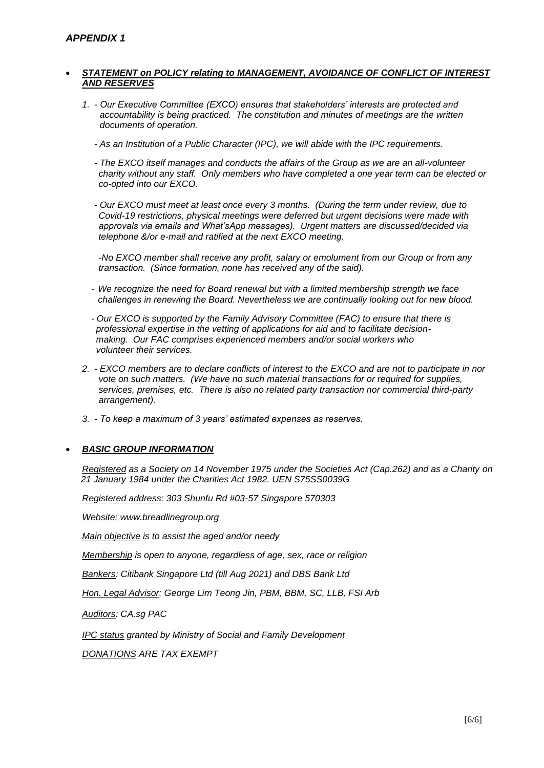## *APPENDIX 1*

- ***STATEMENT on POLICY relating to MANAGEMENT, AVOIDANCE OF CONFLICT OF INTEREST AND RESERVES***

  1. *- Our Executive Committee (EXCO) ensures that stakeholders' interests are protected and accountability is being practiced. The constitution and minutes of meetings are the written documents of operation.*

     *- As an Institution of a Public Character (IPC), we will abide with the IPC requirements.*

     *- The EXCO itself manages and conducts the affairs of the Group as we are an all-volunteer charity without any staff. Only members who have completed a one year term can be elected or co-opted into our EXCO.*

     *- Our EXCO must meet at least once every 3 months. (During the term under review, due to Covid-19 restrictions, physical meetings were deferred but urgent decisions were made with approvals via emails and What'sApp messages). Urgent matters are discussed/decided via telephone &/or e-mail and ratified at the next EXCO meeting.*

     *-No EXCO member shall receive any profit, salary or emolument from our Group or from any transaction. (Since formation, none has received any of the said).*

     *- We recognize the need for Board renewal but with a limited membership strength we face challenges in renewing the Board. Nevertheless we are continually looking out for new blood.*

     *- Our EXCO is supported by the Family Advisory Committee (FAC) to ensure that there is professional expertise in the vetting of applications for aid and to facilitate decision-making. Our FAC comprises experienced members and/or social workers who volunteer their services.*

  2. *- EXCO members are to declare conflicts of interest to the EXCO and are not to participate in nor vote on such matters. (We have no such material transactions for or required for supplies, services, premises, etc. There is also no related party transaction nor commercial third-party arrangement).*

  3. *- To keep a maximum of 3 years' estimated expenses as reserves.*

- ***BASIC GROUP INFORMATION***

  *<u>Registered</u> as a Society on 14 November 1975 under the Societies Act (Cap.262) and as a Charity on 21 January 1984 under the Charities Act 1982. UEN S75SS0039G*

  *<u>Registered address</u>: 303 Shunfu Rd #03-57 Singapore 570303*

  *<u>Website:</u> www.breadlinegroup.org*

  *<u>Main objective</u> is to assist the aged and/or needy*

  *<u>Membership</u> is open to anyone, regardless of age, sex, race or religion*

  *<u>Bankers</u>: Citibank Singapore Ltd (till Aug 2021) and DBS Bank Ltd*

  *<u>Hon. Legal Advisor</u>: George Lim Teong Jin, PBM, BBM, SC, LLB, FSI Arb*

  *<u>Auditors</u>: CA.sg PAC*

  *<u>IPC status</u> granted by Ministry of Social and Family Development*

  *<u>DONATIONS</u> ARE TAX EXEMPT*